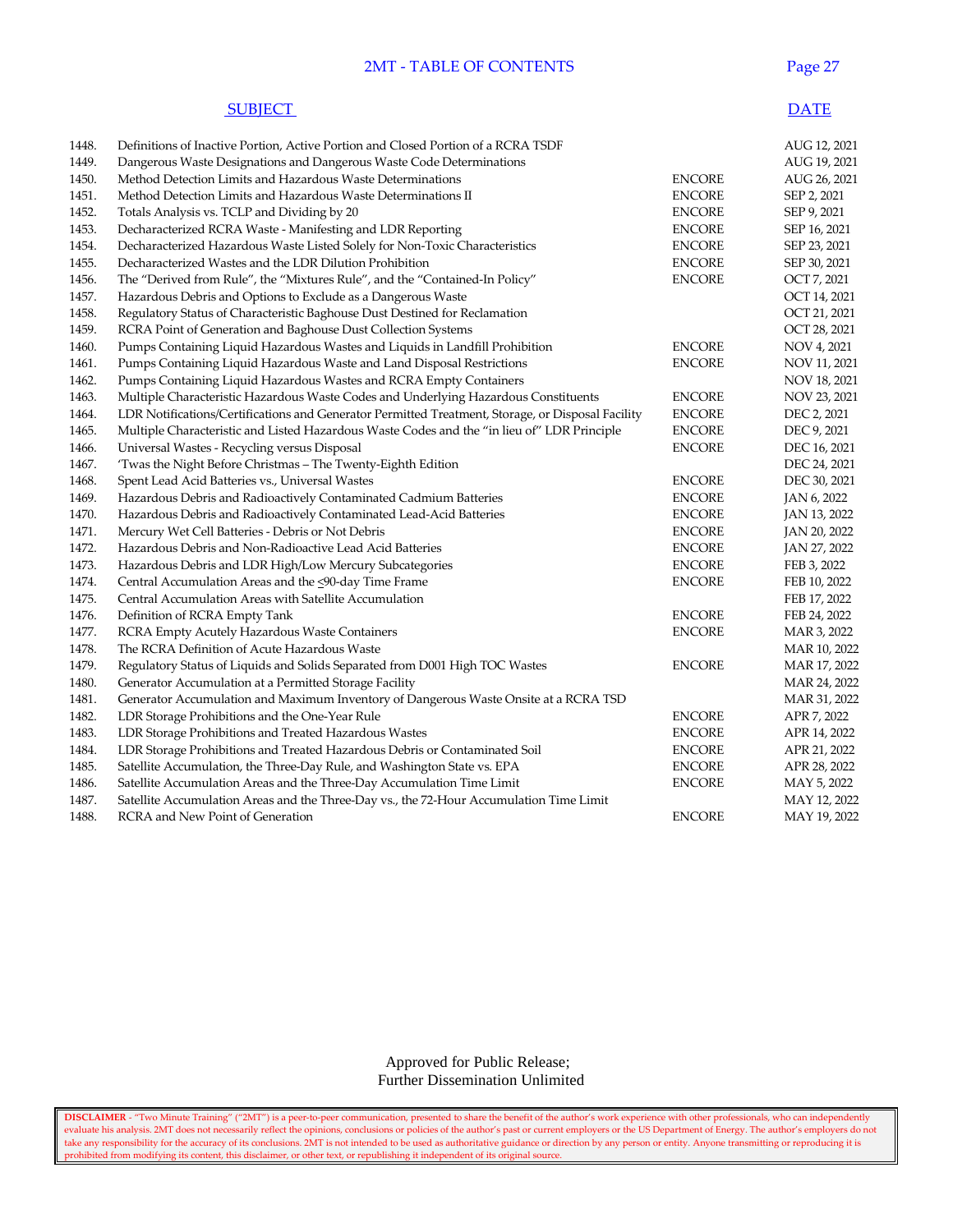## 2MT - TABLE OF CONTENTS

| | SUBJECT | | DATE |
|---|---|---|---|
| 1448. | Definitions of Inactive Portion, Active Portion and Closed Portion of a RCRA TSDF | | AUG 12, 2021 |
| 1449. | Dangerous Waste Designations and Dangerous Waste Code Determinations | | AUG 19, 2021 |
| 1450. | Method Detection Limits and Hazardous Waste Determinations | ENCORE | AUG 26, 2021 |
| 1451. | Method Detection Limits and Hazardous Waste Determinations II | ENCORE | SEP 2, 2021 |
| 1452. | Totals Analysis vs. TCLP and Dividing by 20 | ENCORE | SEP 9, 2021 |
| 1453. | Decharacterized RCRA Waste - Manifesting and LDR Reporting | ENCORE | SEP 16, 2021 |
| 1454. | Decharacterized Hazardous Waste Listed Solely for Non-Toxic Characteristics | ENCORE | SEP 23, 2021 |
| 1455. | Decharacterized Wastes and the LDR Dilution Prohibition | ENCORE | SEP 30, 2021 |
| 1456. | The "Derived from Rule", the "Mixtures Rule", and the "Contained-In Policy" | ENCORE | OCT 7, 2021 |
| 1457. | Hazardous Debris and Options to Exclude as a Dangerous Waste | | OCT 14, 2021 |
| 1458. | Regulatory Status of Characteristic Baghouse Dust Destined for Reclamation | | OCT 21, 2021 |
| 1459. | RCRA Point of Generation and Baghouse Dust Collection Systems | | OCT 28, 2021 |
| 1460. | Pumps Containing Liquid Hazardous Wastes and Liquids in Landfill Prohibition | ENCORE | NOV 4, 2021 |
| 1461. | Pumps Containing Liquid Hazardous Waste and Land Disposal Restrictions | ENCORE | NOV 11, 2021 |
| 1462. | Pumps Containing Liquid Hazardous Wastes and RCRA Empty Containers | | NOV 18, 2021 |
| 1463. | Multiple Characteristic Hazardous Waste Codes and Underlying Hazardous Constituents | ENCORE | NOV 23, 2021 |
| 1464. | LDR Notifications/Certifications and Generator Permitted Treatment, Storage, or Disposal Facility | ENCORE | DEC 2, 2021 |
| 1465. | Multiple Characteristic and Listed Hazardous Waste Codes and the "in lieu of" LDR Principle | ENCORE | DEC 9, 2021 |
| 1466. | Universal Wastes - Recycling versus Disposal | ENCORE | DEC 16, 2021 |
| 1467. | 'Twas the Night Before Christmas – The Twenty-Eighth Edition | | DEC 24, 2021 |
| 1468. | Spent Lead Acid Batteries vs., Universal Wastes | ENCORE | DEC 30, 2021 |
| 1469. | Hazardous Debris and Radioactively Contaminated Cadmium Batteries | ENCORE | JAN 6, 2022 |
| 1470. | Hazardous Debris and Radioactively Contaminated Lead-Acid Batteries | ENCORE | JAN 13, 2022 |
| 1471. | Mercury Wet Cell Batteries - Debris or Not Debris | ENCORE | JAN 20, 2022 |
| 1472. | Hazardous Debris and Non-Radioactive Lead Acid Batteries | ENCORE | JAN 27, 2022 |
| 1473. | Hazardous Debris and LDR High/Low Mercury Subcategories | ENCORE | FEB 3, 2022 |
| 1474. | Central Accumulation Areas and the ≤90-day Time Frame | ENCORE | FEB 10, 2022 |
| 1475. | Central Accumulation Areas with Satellite Accumulation | | FEB 17, 2022 |
| 1476. | Definition of RCRA Empty Tank | ENCORE | FEB 24, 2022 |
| 1477. | RCRA Empty Acutely Hazardous Waste Containers | ENCORE | MAR 3, 2022 |
| 1478. | The RCRA Definition of Acute Hazardous Waste | | MAR 10, 2022 |
| 1479. | Regulatory Status of Liquids and Solids Separated from D001 High TOC Wastes | ENCORE | MAR 17, 2022 |
| 1480. | Generator Accumulation at a Permitted Storage Facility | | MAR 24, 2022 |
| 1481. | Generator Accumulation and Maximum Inventory of Dangerous Waste Onsite at a RCRA TSD | | MAR 31, 2022 |
| 1482. | LDR Storage Prohibitions and the One-Year Rule | ENCORE | APR 7, 2022 |
| 1483. | LDR Storage Prohibitions and Treated Hazardous Wastes | ENCORE | APR 14, 2022 |
| 1484. | LDR Storage Prohibitions and Treated Hazardous Debris or Contaminated Soil | ENCORE | APR 21, 2022 |
| 1485. | Satellite Accumulation, the Three-Day Rule, and Washington State vs. EPA | ENCORE | APR 28, 2022 |
| 1486. | Satellite Accumulation Areas and the Three-Day Accumulation Time Limit | ENCORE | MAY 5, 2022 |
| 1487. | Satellite Accumulation Areas and the Three-Day vs., the 72-Hour Accumulation Time Limit | | MAY 12, 2022 |
| 1488. | RCRA and New Point of Generation | ENCORE | MAY 19, 2022 |

Approved for Public Release;
Further Dissemination Unlimited

**DISCLAIMER** - "Two Minute Training" ("2MT") is a peer-to-peer communication, presented to share the benefit of the author's work experience with other professionals, who can independently evaluate his analysis. 2MT does not necessarily reflect the opinions, conclusions or policies of the author's past or current employers or the US Department of Energy. The author's employers do not take any responsibility for the accuracy of its conclusions. 2MT is not intended to be used as authoritative guidance or direction by any person or entity. Anyone transmitting or reproducing it is prohibited from modifying its content, this disclaimer, or other text, or republishing it independent of its original source.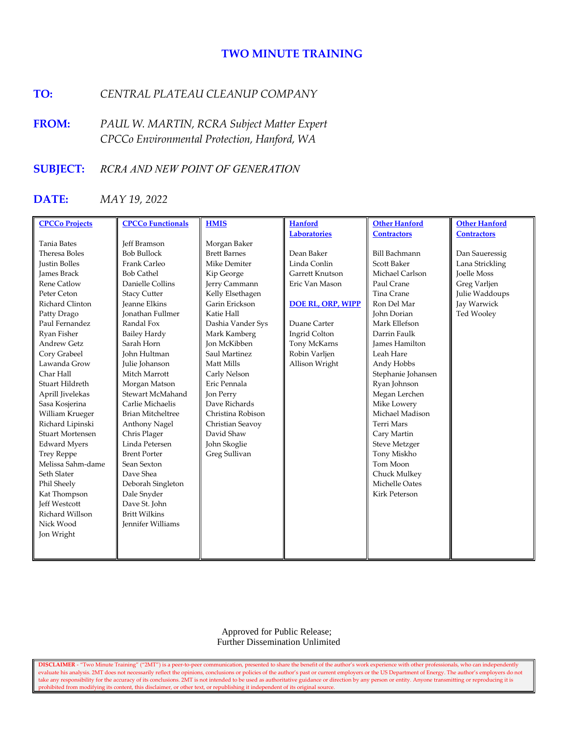# TWO MINUTE TRAINING

**TO:** *CENTRAL PLATEAU CLEANUP COMPANY*

**FROM:** *PAUL W. MARTIN, RCRA Subject Matter Expert*
*CPCCo Environmental Protection, Hanford, WA*

**SUBJECT:** *RCRA AND NEW POINT OF GENERATION*

**DATE:** *MAY 19, 2022*

| CPCCo Projects | CPCCo Functionals | HMIS | Hanford Laboratories | Other Hanford Contractors | Other Hanford Contractors |
|---|---|---|---|---|---|
| Tania Bates | Jeff Bramson | Morgan Baker | | | |
| Theresa Boles | Bob Bullock | Brett Barnes | Dean Baker | Bill Bachmann | Dan Saueressig |
| Justin Bolles | Frank Carleo | Mike Demiter | Linda Conlin | Scott Baker | Lana Strickling |
| James Brack | Bob Cathel | Kip George | Garrett Knutson | Michael Carlson | Joelle Moss |
| Rene Catlow | Danielle Collins | Jerry Cammann | Eric Van Mason | Paul Crane | Greg Varljen |
| Peter Ceton | Stacy Cutter | Kelly Elsethagen | | Tina Crane | Julie Waddoups |
| Richard Clinton | Jeanne Elkins | Garin Erickson | **DOE RL, ORP, WIPP** | Ron Del Mar | Jay Warwick |
| Patty Drago | Jonathan Fullmer | Katie Hall | | John Dorian | Ted Wooley |
| Paul Fernandez | Randal Fox | Dashia Vander Sys | Duane Carter | Mark Ellefson | |
| Ryan Fisher | Bailey Hardy | Mark Kamberg | Ingrid Colton | Darrin Faulk | |
| Andrew Getz | Sarah Horn | Jon McKibben | Tony McKarns | James Hamilton | |
| Cory Grabeel | John Hultman | Saul Martinez | Robin Varljen | Leah Hare | |
| Lawanda Grow | Julie Johanson | Matt Mills | Allison Wright | Andy Hobbs | |
| Char Hall | Mitch Marrott | Carly Nelson | | Stephanie Johansen | |
| Stuart Hildreth | Morgan Matson | Eric Pennala | | Ryan Johnson | |
| Aprill Jivelekas | Stewart McMahand | Jon Perry | | Megan Lerchen | |
| Sasa Kosjerina | Carlie Michaelis | Dave Richards | | Mike Lowery | |
| William Krueger | Brian Mitcheltree | Christina Robison | | Michael Madison | |
| Richard Lipinski | Anthony Nagel | Christian Seavoy | | Terri Mars | |
| Stuart Mortensen | Chris Plager | David Shaw | | Cary Martin | |
| Edward Myers | Linda Petersen | John Skoglie | | Steve Metzger | |
| Trey Reppe | Brent Porter | Greg Sullivan | | Tony Miskho | |
| Melissa Sahm-dame | Sean Sexton | | | Tom Moon | |
| Seth Slater | Dave Shea | | | Chuck Mulkey | |
| Phil Sheely | Deborah Singleton | | | Michelle Oates | |
| Kat Thompson | Dale Snyder | | | Kirk Peterson | |
| Jeff Westcott | Dave St. John | | | | |
| Richard Willson | Britt Wilkins | | | | |
| Nick Wood | Jennifer Williams | | | | |
| Jon Wright | | | | | |

Approved for Public Release;
Further Dissemination Unlimited

**DISCLAIMER** - "Two Minute Training" ("2MT") is a peer-to-peer communication, presented to share the benefit of the author's work experience with other professionals, who can independently evaluate his analysis. 2MT does not necessarily reflect the opinions, conclusions or policies of the author's past or current employers or the US Department of Energy. The author's employers do not take any responsibility for the accuracy of its conclusions. 2MT is not intended to be used as authoritative guidance or direction by any person or entity. Anyone transmitting or reproducing it is prohibited from modifying its content, this disclaimer, or other text, or republishing it independent of its original source.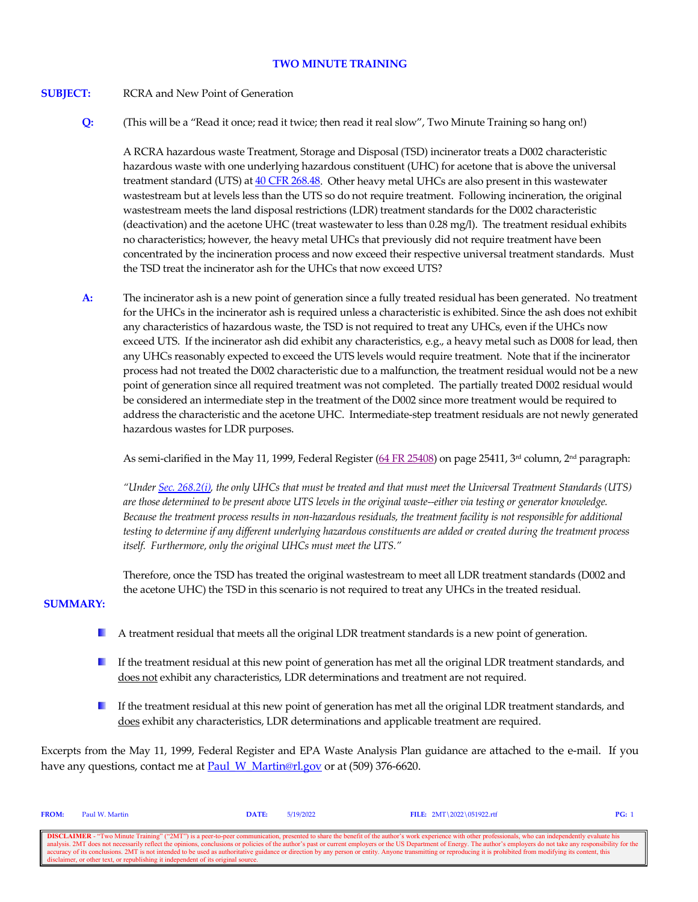# TWO MINUTE TRAINING

**SUBJECT:** RCRA and New Point of Generation

**Q:** (This will be a "Read it once; read it twice; then read it real slow", Two Minute Training so hang on!)

A RCRA hazardous waste Treatment, Storage and Disposal (TSD) incinerator treats a D002 characteristic hazardous waste with one underlying hazardous constituent (UHC) for acetone that is above the universal treatment standard (UTS) at [40 CFR 268.48](). Other heavy metal UHCs are also present in this wastewater wastestream but at levels less than the UTS so do not require treatment. Following incineration, the original wastestream meets the land disposal restrictions (LDR) treatment standards for the D002 characteristic (deactivation) and the acetone UHC (treat wastewater to less than 0.28 mg/l). The treatment residual exhibits no characteristics; however, the heavy metal UHCs that previously did not require treatment have been concentrated by the incineration process and now exceed their respective universal treatment standards. Must the TSD treat the incinerator ash for the UHCs that now exceed UTS?

**A:** The incinerator ash is a new point of generation since a fully treated residual has been generated. No treatment for the UHCs in the incinerator ash is required unless a characteristic is exhibited. Since the ash does not exhibit any characteristics of hazardous waste, the TSD is not required to treat any UHCs, even if the UHCs now exceed UTS. If the incinerator ash did exhibit any characteristics, e.g., a heavy metal such as D008 for lead, then any UHCs reasonably expected to exceed the UTS levels would require treatment. Note that if the incinerator process had not treated the D002 characteristic due to a malfunction, the treatment residual would not be a new point of generation since all required treatment was not completed. The partially treated D002 residual would be considered an intermediate step in the treatment of the D002 since more treatment would be required to address the characteristic and the acetone UHC. Intermediate-step treatment residuals are not newly generated hazardous wastes for LDR purposes.

As semi-clarified in the May 11, 1999, Federal Register ([64 FR 25408]()) on page 25411, 3rd column, 2nd paragraph:

*"Under [Sec. 268.2(i)](), the only UHCs that must be treated and that must meet the Universal Treatment Standards (UTS) are those determined to be present above UTS levels in the original waste--either via testing or generator knowledge. Because the treatment process results in non-hazardous residuals, the treatment facility is not responsible for additional testing to determine if any different underlying hazardous constituents are added or created during the treatment process itself. Furthermore, only the original UHCs must meet the UTS."*

Therefore, once the TSD has treated the original wastestream to meet all LDR treatment standards (D002 and the acetone UHC) the TSD in this scenario is not required to treat any UHCs in the treated residual.

**SUMMARY:**

- A treatment residual that meets all the original LDR treatment standards is a new point of generation.
- If the treatment residual at this new point of generation has met all the original LDR treatment standards, and does not exhibit any characteristics, LDR determinations and treatment are not required.
- If the treatment residual at this new point of generation has met all the original LDR treatment standards, and does exhibit any characteristics, LDR determinations and applicable treatment are required.

Excerpts from the May 11, 1999, Federal Register and EPA Waste Analysis Plan guidance are attached to the e-mail. If you have any questions, contact me at [Paul_W_Martin@rl.gov]() or at (509) 376-6620.

**FROM:** Paul W. Martin **DATE:** 5/19/2022 **FILE:** 2MT\2022\051922.rtf

**DISCLAIMER** - "Two Minute Training" ("2MT") is a peer-to-peer communication, presented to share the benefit of the author's work experience with other professionals, who can independently evaluate his analysis. 2MT does not necessarily reflect the opinions, conclusions or policies of the author's past or current employers or the US Department of Energy. The author's employers do not take any responsibility for the accuracy of its conclusions. 2MT is not intended to be used as authoritative guidance or direction by any person or entity. Anyone transmitting or reproducing it is prohibited from modifying its content, this disclaimer, or other text, or republishing it independent of its original source.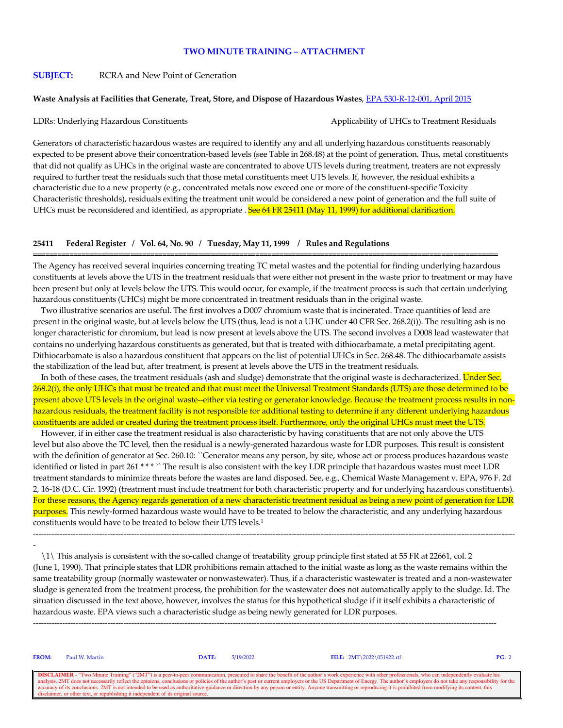**TWO MINUTE TRAINING – ATTACHMENT**

**SUBJECT:** RCRA and New Point of Generation

**Waste Analysis at Facilities that Generate, Treat, Store, and Dispose of Hazardous Wastes**, EPA 530-R-12-001, April 2015

LDRs: Underlying Hazardous Constituents — Applicability of UHCs to Treatment Residuals

Generators of characteristic hazardous wastes are required to identify any and all underlying hazardous constituents reasonably expected to be present above their concentration-based levels (see Table in 268.48) at the point of generation. Thus, metal constituents that did not qualify as UHCs in the original waste are concentrated to above UTS levels during treatment, treaters are not expressly required to further treat the residuals such that those metal constituents meet UTS levels. If, however, the residual exhibits a characteristic due to a new property (e.g., concentrated metals now exceed one or more of the constituent-specific Toxicity Characteristic thresholds), residuals exiting the treatment unit would be considered a new point of generation and the full suite of UHCs must be reconsidered and identified, as appropriate . See 64 FR 25411 (May 11, 1999) for additional clarification.

**25411 Federal Register / Vol. 64, No. 90 / Tuesday, May 11, 1999 / Rules and Regulations**

The Agency has received several inquiries concerning treating TC metal wastes and the potential for finding underlying hazardous constituents at levels above the UTS in the treatment residuals that were either not present in the waste prior to treatment or may have been present but only at levels below the UTS. This would occur, for example, if the treatment process is such that certain underlying hazardous constituents (UHCs) might be more concentrated in treatment residuals than in the original waste.

Two illustrative scenarios are useful. The first involves a D007 chromium waste that is incinerated. Trace quantities of lead are present in the original waste, but at levels below the UTS (thus, lead is not a UHC under 40 CFR Sec. 268.2(i)). The resulting ash is no longer characteristic for chromium, but lead is now present at levels above the UTS. The second involves a D008 lead wastewater that contains no underlying hazardous constituents as generated, but that is treated with dithiocarbamate, a metal precipitating agent. Dithiocarbamate is also a hazardous constituent that appears on the list of potential UHCs in Sec. 268.48. The dithiocarbamate assists the stabilization of the lead but, after treatment, is present at levels above the UTS in the treatment residuals.

In both of these cases, the treatment residuals (ash and sludge) demonstrate that the original waste is decharacterized. Under Sec. 268.2(i), the only UHCs that must be treated and that must meet the Universal Treatment Standards (UTS) are those determined to be present above UTS levels in the original waste--either via testing or generator knowledge. Because the treatment process results in non-hazardous residuals, the treatment facility is not responsible for additional testing to determine if any different underlying hazardous constituents are added or created during the treatment process itself. Furthermore, only the original UHCs must meet the UTS.

However, if in either case the treatment residual is also characteristic by having constituents that are not only above the UTS level but also above the TC level, then the residual is a newly-generated hazardous waste for LDR purposes. This result is consistent with the definition of generator at Sec. 260.10: ``Generator means any person, by site, whose act or process produces hazardous waste identified or listed in part 261 * * * `` The result is also consistent with the key LDR principle that hazardous wastes must meet LDR treatment standards to minimize threats before the wastes are land disposed. See, e.g., Chemical Waste Management v. EPA, 976 F. 2d 2, 16-18 (D.C. Cir. 1992) (treatment must include treatment for both characteristic property and for underlying hazardous constituents). For these reasons, the Agency regards generation of a new characteristic treatment residual as being a new point of generation for LDR purposes. This newly-formed hazardous waste would have to be treated to below the characteristic, and any underlying hazardous constituents would have to be treated to below their UTS levels.[1]

---

\1\ This analysis is consistent with the so-called change of treatability group principle first stated at 55 FR at 22661, col. 2 (June 1, 1990). That principle states that LDR prohibitions remain attached to the initial waste as long as the waste remains within the same treatability group (normally wastewater or nonwastewater). Thus, if a characteristic wastewater is treated and a non-wastewater sludge is generated from the treatment process, the prohibition for the wastewater does not automatically apply to the sludge. Id. The situation discussed in the text above, however, involves the status for this hypothetical sludge if it itself exhibits a characteristic of hazardous waste. EPA views such a characteristic sludge as being newly generated for LDR purposes.

---

**FROM:** Paul W. Martin **DATE:** 5/19/2022 **FILE:** 2MT\2022\051922.rtf

DISCLAIMER - "Two Minute Training" ("2MT") is a peer-to-peer communication, presented to share the benefit of the author's work experience with other professionals, who can independently evaluate his analysis. 2MT does not necessarily reflect the opinions, conclusions or policies of the author's past or current employers or the US Department of Energy. The author's employers do not take any responsibility for the accuracy of its conclusions. 2MT is not intended to be used as authoritative guidance or direction by any person or entity. Anyone transmitting or reproducing it is prohibited from modifying its content, this disclaimer, or other text, or republishing it independent of its original source.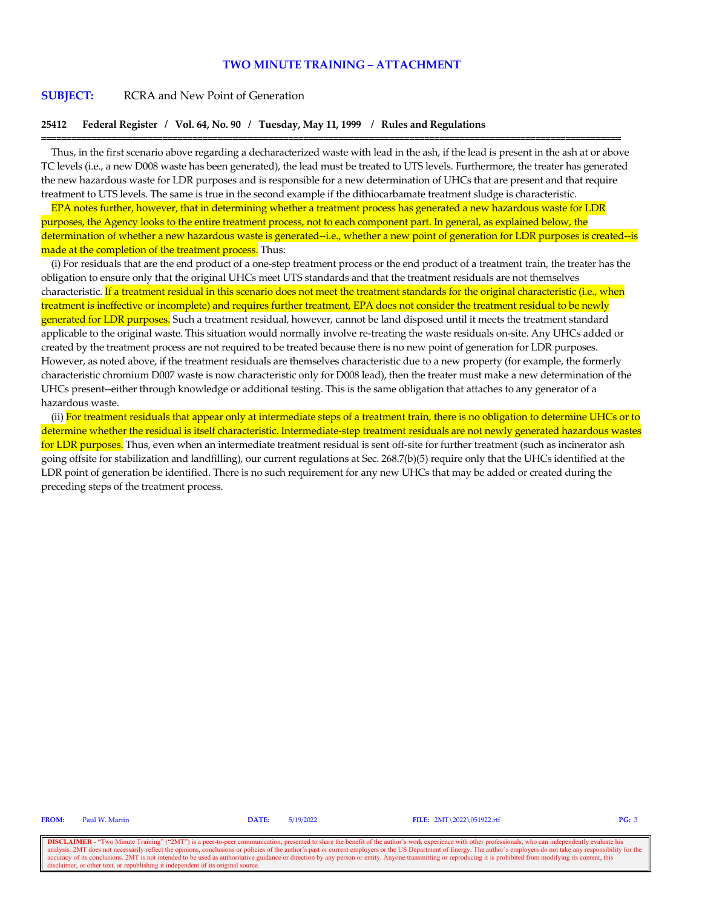**TWO MINUTE TRAINING – ATTACHMENT**

**SUBJECT:** RCRA and New Point of Generation

**25412 Federal Register / Vol. 64, No. 90 / Tuesday, May 11, 1999 / Rules and Regulations**

Thus, in the first scenario above regarding a decharacterized waste with lead in the ash, if the lead is present in the ash at or above TC levels (i.e., a new D008 waste has been generated), the lead must be treated to UTS levels. Furthermore, the treater has generated the new hazardous waste for LDR purposes and is responsible for a new determination of UHCs that are present and that require treatment to UTS levels. The same is true in the second example if the dithiocarbamate treatment sludge is characteristic.

EPA notes further, however, that in determining whether a treatment process has generated a new hazardous waste for LDR purposes, the Agency looks to the entire treatment process, not to each component part. In general, as explained below, the determination of whether a new hazardous waste is generated--i.e., whether a new point of generation for LDR purposes is created--is made at the completion of the treatment process. Thus:

(i) For residuals that are the end product of a one-step treatment process or the end product of a treatment train, the treater has the obligation to ensure only that the original UHCs meet UTS standards and that the treatment residuals are not themselves characteristic. If a treatment residual in this scenario does not meet the treatment standards for the original characteristic (i.e., when treatment is ineffective or incomplete) and requires further treatment, EPA does not consider the treatment residual to be newly generated for LDR purposes. Such a treatment residual, however, cannot be land disposed until it meets the treatment standard applicable to the original waste. This situation would normally involve re-treating the waste residuals on-site. Any UHCs added or created by the treatment process are not required to be treated because there is no new point of generation for LDR purposes. However, as noted above, if the treatment residuals are themselves characteristic due to a new property (for example, the formerly characteristic chromium D007 waste is now characteristic only for D008 lead), then the treater must make a new determination of the UHCs present--either through knowledge or additional testing. This is the same obligation that attaches to any generator of a hazardous waste.

(ii) For treatment residuals that appear only at intermediate steps of a treatment train, there is no obligation to determine UHCs or to determine whether the residual is itself characteristic. Intermediate-step treatment residuals are not newly generated hazardous wastes for LDR purposes. Thus, even when an intermediate treatment residual is sent off-site for further treatment (such as incinerator ash going offsite for stabilization and landfilling), our current regulations at Sec. 268.7(b)(5) require only that the UHCs identified at the LDR point of generation be identified. There is no such requirement for any new UHCs that may be added or created during the preceding steps of the treatment process.

**FROM:** Paul W. Martin **DATE:** 5/19/2022 **FILE:** 2MT\2022\051922.rtf

**DISCLAIMER** - "Two Minute Training" ("2MT") is a peer-to-peer communication, presented to share the benefit of the author's work experience with other professionals, who can independently evaluate his analysis. 2MT does not necessarily reflect the opinions, conclusions or policies of the author's past or current employers or the US Department of Energy. The author's employers do not take any responsibility for the accuracy of its conclusions. 2MT is not intended to be used as authoritative guidance or direction by any person or entity. Anyone transmitting or reproducing it is prohibited from modifying its content, this disclaimer, or other text, or republishing it independent of its original source.